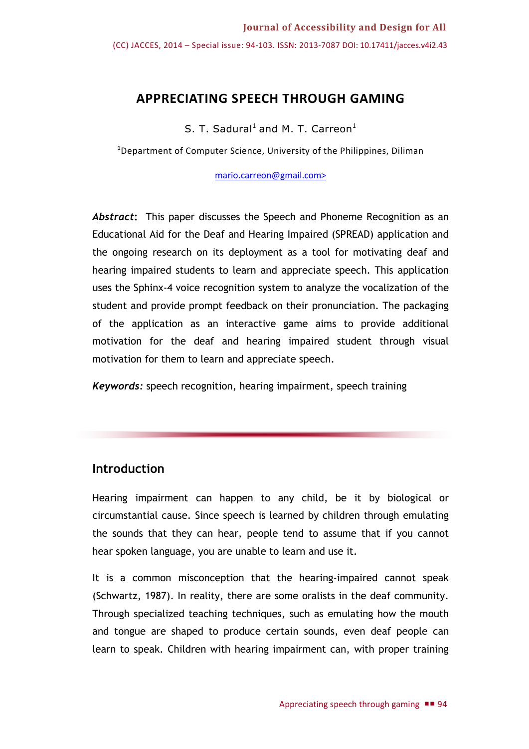# APPRECIATING SPEECH THROUGH GAMING

S. T. Sadural[1] and M. T. Carreon[1]

[1]Department of Computer Science, University of the Philippines, Diliman

mario.carreon@gmail.com>

***Abstract*:** This paper discusses the Speech and Phoneme Recognition as an Educational Aid for the Deaf and Hearing Impaired (SPREAD) application and the ongoing research on its deployment as a tool for motivating deaf and hearing impaired students to learn and appreciate speech. This application uses the Sphinx-4 voice recognition system to analyze the vocalization of the student and provide prompt feedback on their pronunciation. The packaging of the application as an interactive game aims to provide additional motivation for the deaf and hearing impaired student through visual motivation for them to learn and appreciate speech.

***Keywords:*** speech recognition, hearing impairment, speech training

## Introduction

Hearing impairment can happen to any child, be it by biological or circumstantial cause. Since speech is learned by children through emulating the sounds that they can hear, people tend to assume that if you cannot hear spoken language, you are unable to learn and use it.

It is a common misconception that the hearing-impaired cannot speak (Schwartz, 1987). In reality, there are some oralists in the deaf community. Through specialized teaching techniques, such as emulating how the mouth and tongue are shaped to produce certain sounds, even deaf people can learn to speak. Children with hearing impairment can, with proper training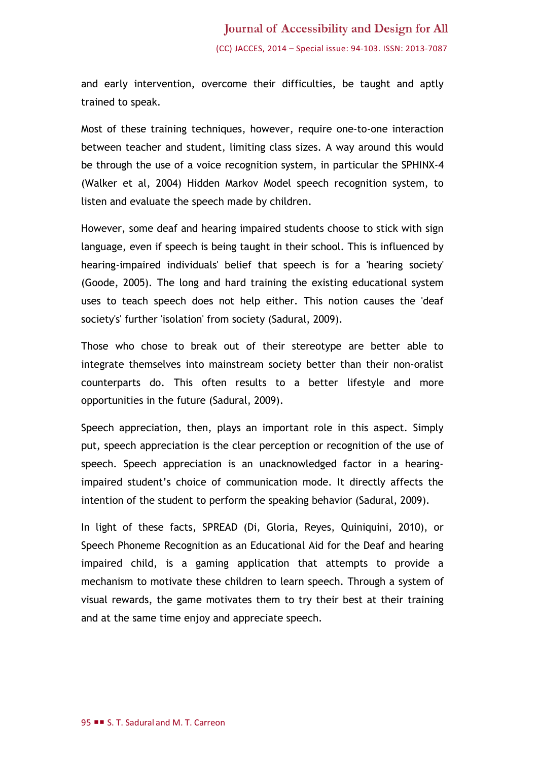and early intervention, overcome their difficulties, be taught and aptly trained to speak.

Most of these training techniques, however, require one-to-one interaction between teacher and student, limiting class sizes. A way around this would be through the use of a voice recognition system, in particular the SPHINX-4 (Walker et al, 2004) Hidden Markov Model speech recognition system, to listen and evaluate the speech made by children.

However, some deaf and hearing impaired students choose to stick with sign language, even if speech is being taught in their school. This is influenced by hearing-impaired individuals' belief that speech is for a 'hearing society' (Goode, 2005). The long and hard training the existing educational system uses to teach speech does not help either. This notion causes the 'deaf society's' further 'isolation' from society (Sadural, 2009).

Those who chose to break out of their stereotype are better able to integrate themselves into mainstream society better than their non-oralist counterparts do. This often results to a better lifestyle and more opportunities in the future (Sadural, 2009).

Speech appreciation, then, plays an important role in this aspect. Simply put, speech appreciation is the clear perception or recognition of the use of speech. Speech appreciation is an unacknowledged factor in a hearing-impaired student's choice of communication mode. It directly affects the intention of the student to perform the speaking behavior (Sadural, 2009).

In light of these facts, SPREAD (Di, Gloria, Reyes, Quiniquini, 2010), or Speech Phoneme Recognition as an Educational Aid for the Deaf and hearing impaired child, is a gaming application that attempts to provide a mechanism to motivate these children to learn speech. Through a system of visual rewards, the game motivates them to try their best at their training and at the same time enjoy and appreciate speech.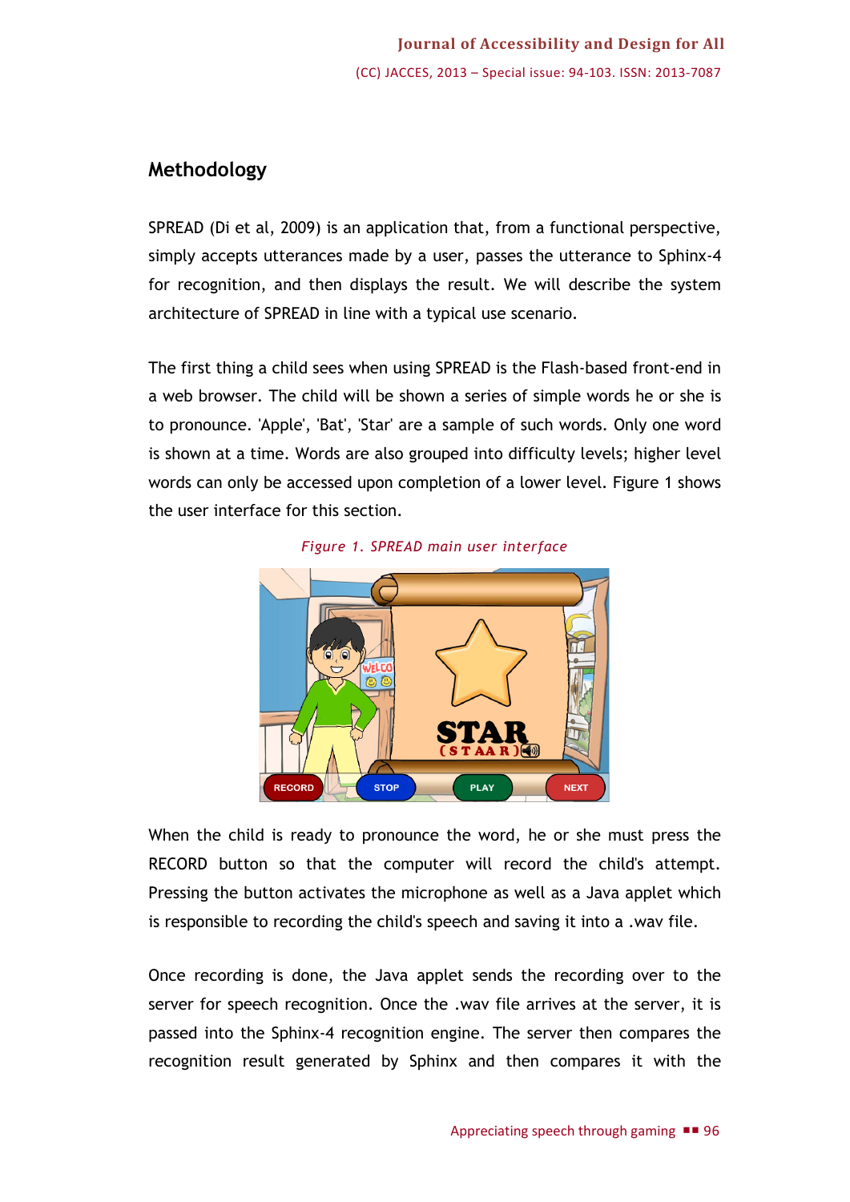## Methodology

SPREAD (Di et al, 2009) is an application that, from a functional perspective, simply accepts utterances made by a user, passes the utterance to Sphinx-4 for recognition, and then displays the result. We will describe the system architecture of SPREAD in line with a typical use scenario.

The first thing a child sees when using SPREAD is the Flash-based front-end in a web browser. The child will be shown a series of simple words he or she is to pronounce. 'Apple', 'Bat', 'Star' are a sample of such words. Only one word is shown at a time. Words are also grouped into difficulty levels; higher level words can only be accessed upon completion of a lower level. Figure 1 shows the user interface for this section.

*Figure 1. SPREAD main user interface*

When the child is ready to pronounce the word, he or she must press the RECORD button so that the computer will record the child's attempt. Pressing the button activates the microphone as well as a Java applet which is responsible to recording the child's speech and saving it into a .wav file.

Once recording is done, the Java applet sends the recording over to the server for speech recognition. Once the .wav file arrives at the server, it is passed into the Sphinx-4 recognition engine. The server then compares the recognition result generated by Sphinx and then compares it with the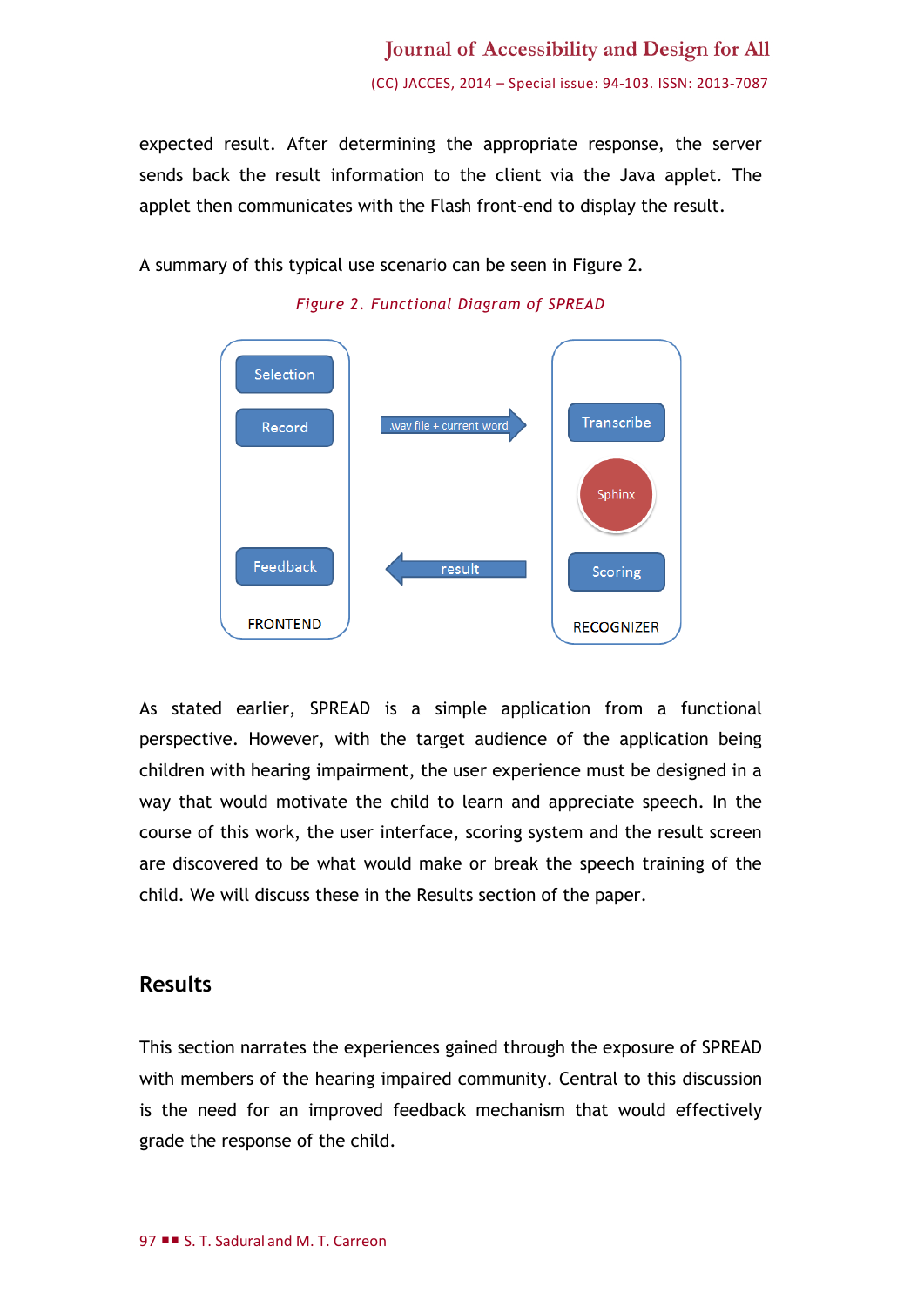expected result. After determining the appropriate response, the server sends back the result information to the client via the Java applet. The applet then communicates with the Flash front-end to display the result.

A summary of this typical use scenario can be seen in Figure 2.

*Figure 2. Functional Diagram of SPREAD*

As stated earlier, SPREAD is a simple application from a functional perspective. However, with the target audience of the application being children with hearing impairment, the user experience must be designed in a way that would motivate the child to learn and appreciate speech. In the course of this work, the user interface, scoring system and the result screen are discovered to be what would make or break the speech training of the child. We will discuss these in the Results section of the paper.

## Results

This section narrates the experiences gained through the exposure of SPREAD with members of the hearing impaired community. Central to this discussion is the need for an improved feedback mechanism that would effectively grade the response of the child.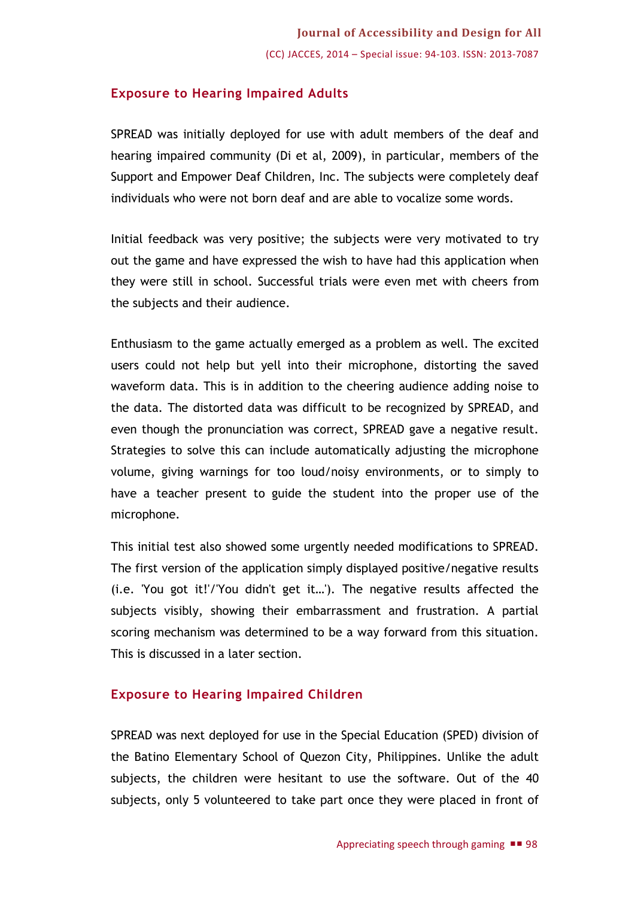## Exposure to Hearing Impaired Adults

SPREAD was initially deployed for use with adult members of the deaf and hearing impaired community (Di et al, 2009), in particular, members of the Support and Empower Deaf Children, Inc. The subjects were completely deaf individuals who were not born deaf and are able to vocalize some words.

Initial feedback was very positive; the subjects were very motivated to try out the game and have expressed the wish to have had this application when they were still in school. Successful trials were even met with cheers from the subjects and their audience.

Enthusiasm to the game actually emerged as a problem as well. The excited users could not help but yell into their microphone, distorting the saved waveform data. This is in addition to the cheering audience adding noise to the data. The distorted data was difficult to be recognized by SPREAD, and even though the pronunciation was correct, SPREAD gave a negative result. Strategies to solve this can include automatically adjusting the microphone volume, giving warnings for too loud/noisy environments, or to simply to have a teacher present to guide the student into the proper use of the microphone.

This initial test also showed some urgently needed modifications to SPREAD. The first version of the application simply displayed positive/negative results (i.e. 'You got it!'/'You didn't get it…'). The negative results affected the subjects visibly, showing their embarrassment and frustration. A partial scoring mechanism was determined to be a way forward from this situation. This is discussed in a later section.

## Exposure to Hearing Impaired Children

SPREAD was next deployed for use in the Special Education (SPED) division of the Batino Elementary School of Quezon City, Philippines. Unlike the adult subjects, the children were hesitant to use the software. Out of the 40 subjects, only 5 volunteered to take part once they were placed in front of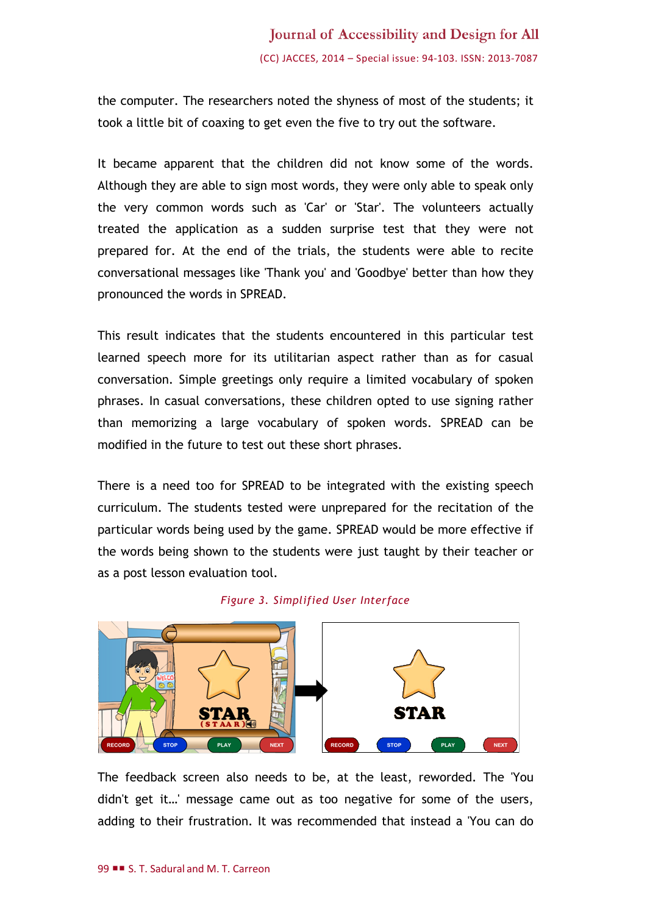the computer. The researchers noted the shyness of most of the students; it took a little bit of coaxing to get even the five to try out the software.

It became apparent that the children did not know some of the words. Although they are able to sign most words, they were only able to speak only the very common words such as 'Car' or 'Star'. The volunteers actually treated the application as a sudden surprise test that they were not prepared for. At the end of the trials, the students were able to recite conversational messages like 'Thank you' and 'Goodbye' better than how they pronounced the words in SPREAD.

This result indicates that the students encountered in this particular test learned speech more for its utilitarian aspect rather than as for casual conversation. Simple greetings only require a limited vocabulary of spoken phrases. In casual conversations, these children opted to use signing rather than memorizing a large vocabulary of spoken words. SPREAD can be modified in the future to test out these short phrases.

There is a need too for SPREAD to be integrated with the existing speech curriculum. The students tested were unprepared for the recitation of the particular words being used by the game. SPREAD would be more effective if the words being shown to the students were just taught by their teacher or as a post lesson evaluation tool.

*Figure 3. Simplified User Interface*

The feedback screen also needs to be, at the least, reworded. The 'You didn't get it…' message came out as too negative for some of the users, adding to their frustration. It was recommended that instead a 'You can do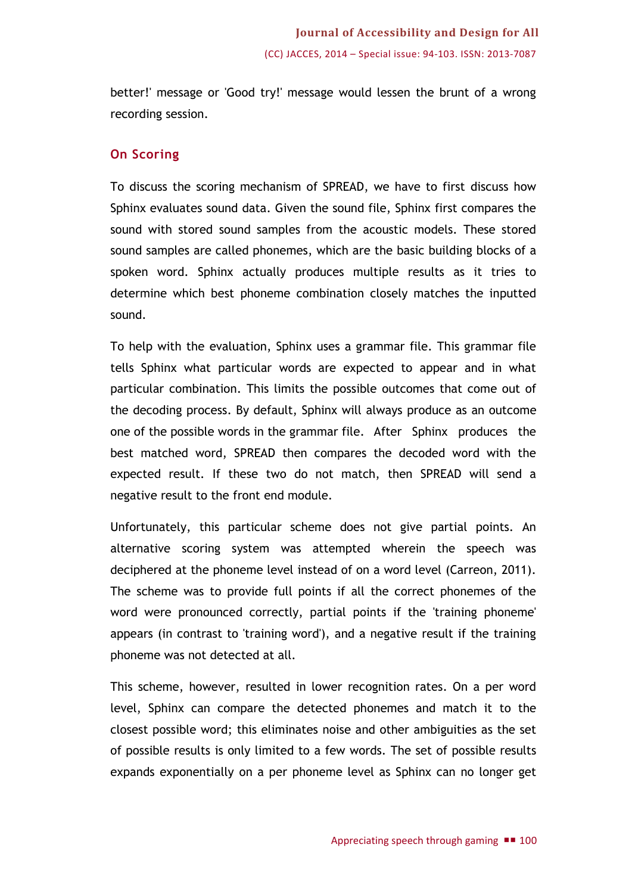better!' message or 'Good try!' message would lessen the brunt of a wrong recording session.

## On Scoring

To discuss the scoring mechanism of SPREAD, we have to first discuss how Sphinx evaluates sound data. Given the sound file, Sphinx first compares the sound with stored sound samples from the acoustic models. These stored sound samples are called phonemes, which are the basic building blocks of a spoken word. Sphinx actually produces multiple results as it tries to determine which best phoneme combination closely matches the inputted sound.

To help with the evaluation, Sphinx uses a grammar file. This grammar file tells Sphinx what particular words are expected to appear and in what particular combination. This limits the possible outcomes that come out of the decoding process. By default, Sphinx will always produce as an outcome one of the possible words in the grammar file. After Sphinx produces the best matched word, SPREAD then compares the decoded word with the expected result. If these two do not match, then SPREAD will send a negative result to the front end module.

Unfortunately, this particular scheme does not give partial points. An alternative scoring system was attempted wherein the speech was deciphered at the phoneme level instead of on a word level (Carreon, 2011). The scheme was to provide full points if all the correct phonemes of the word were pronounced correctly, partial points if the 'training phoneme' appears (in contrast to 'training word'), and a negative result if the training phoneme was not detected at all.

This scheme, however, resulted in lower recognition rates. On a per word level, Sphinx can compare the detected phonemes and match it to the closest possible word; this eliminates noise and other ambiguities as the set of possible results is only limited to a few words. The set of possible results expands exponentially on a per phoneme level as Sphinx can no longer get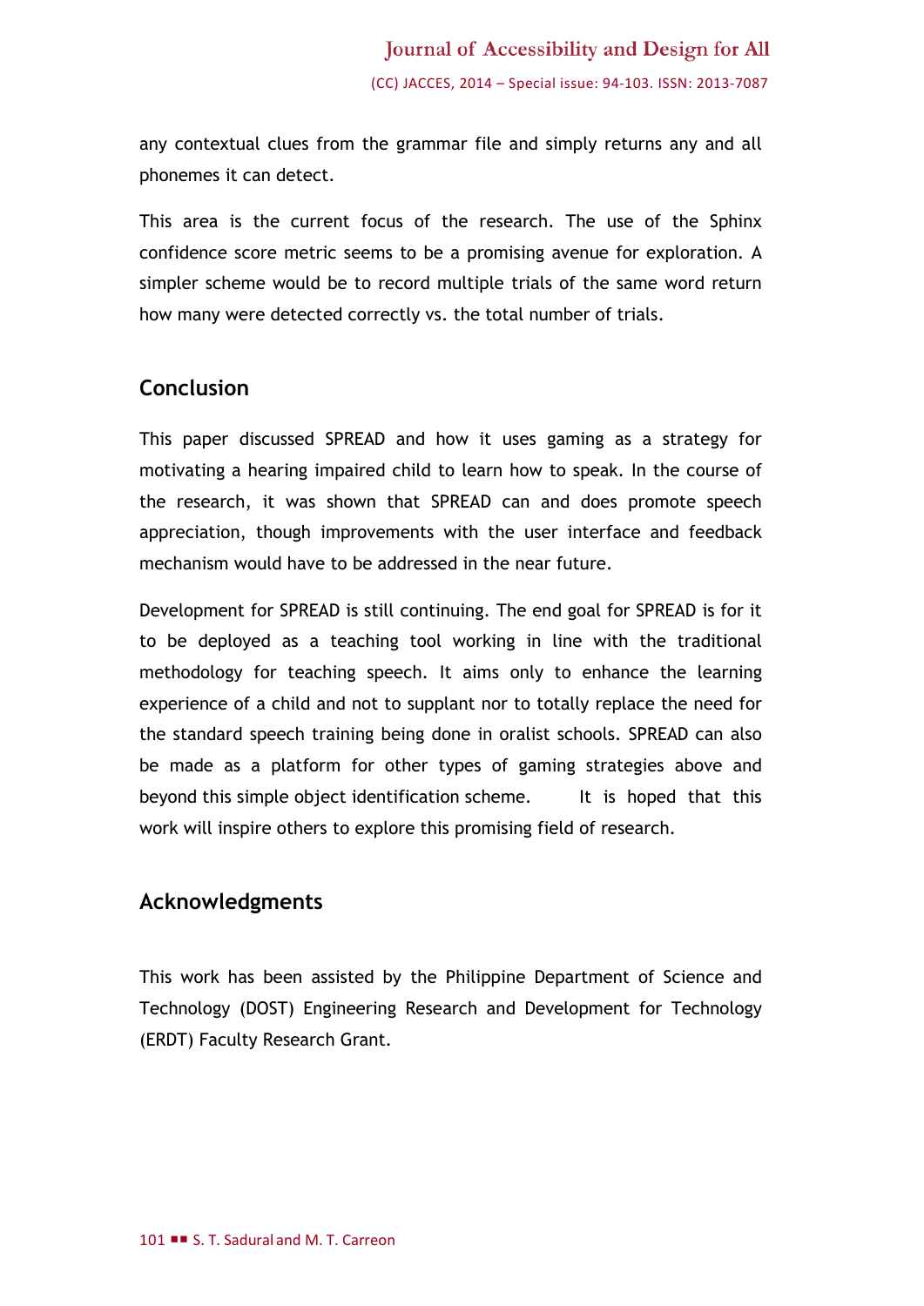any contextual clues from the grammar file and simply returns any and all phonemes it can detect.

This area is the current focus of the research. The use of the Sphinx confidence score metric seems to be a promising avenue for exploration. A simpler scheme would be to record multiple trials of the same word return how many were detected correctly vs. the total number of trials.

## Conclusion

This paper discussed SPREAD and how it uses gaming as a strategy for motivating a hearing impaired child to learn how to speak. In the course of the research, it was shown that SPREAD can and does promote speech appreciation, though improvements with the user interface and feedback mechanism would have to be addressed in the near future.

Development for SPREAD is still continuing. The end goal for SPREAD is for it to be deployed as a teaching tool working in line with the traditional methodology for teaching speech. It aims only to enhance the learning experience of a child and not to supplant nor to totally replace the need for the standard speech training being done in oralist schools. SPREAD can also be made as a platform for other types of gaming strategies above and beyond this simple object identification scheme. It is hoped that this work will inspire others to explore this promising field of research.

## Acknowledgments

This work has been assisted by the Philippine Department of Science and Technology (DOST) Engineering Research and Development for Technology (ERDT) Faculty Research Grant.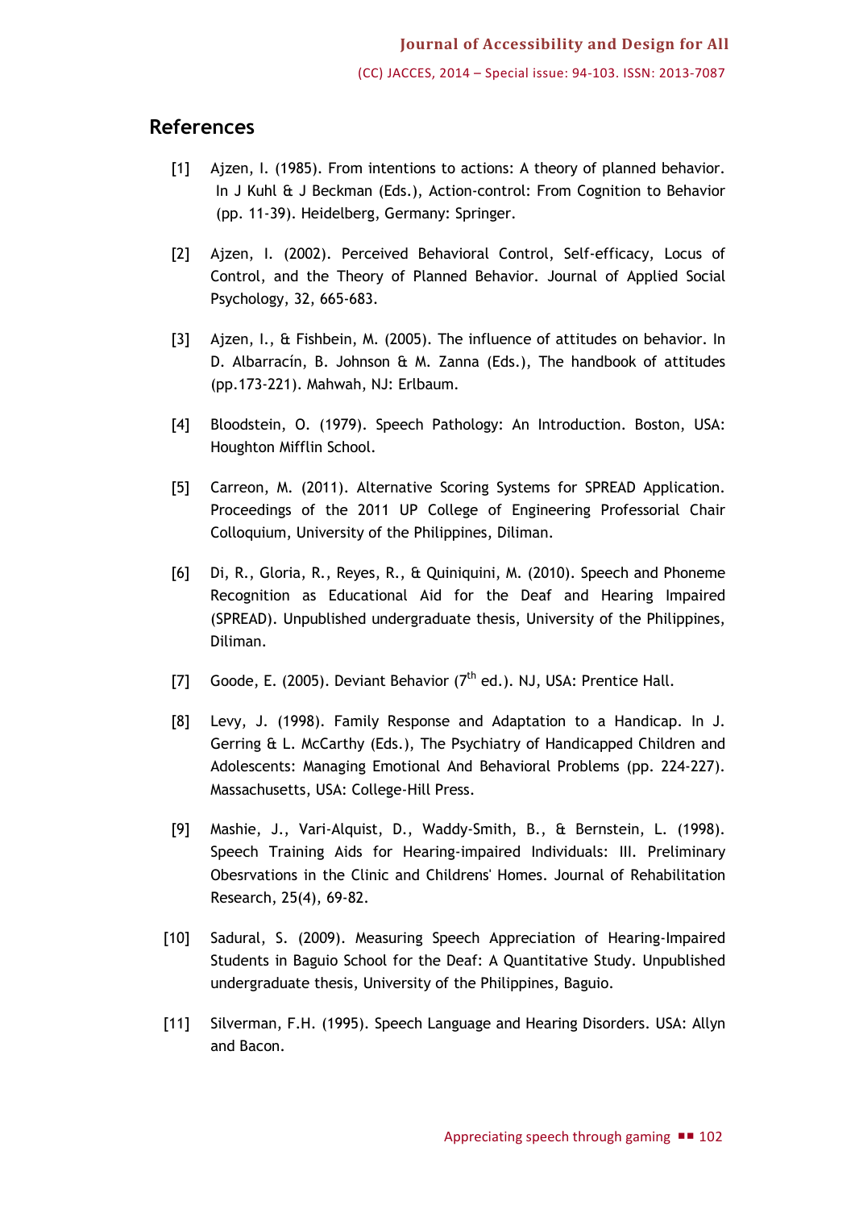## References

[1] Ajzen, I. (1985). From intentions to actions: A theory of planned behavior. In J Kuhl & J Beckman (Eds.), Action-control: From Cognition to Behavior (pp. 11-39). Heidelberg, Germany: Springer.

[2] Ajzen, I. (2002). Perceived Behavioral Control, Self-efficacy, Locus of Control, and the Theory of Planned Behavior. Journal of Applied Social Psychology, 32, 665-683.

[3] Ajzen, I., & Fishbein, M. (2005). The influence of attitudes on behavior. In D. Albarracín, B. Johnson & M. Zanna (Eds.), The handbook of attitudes (pp.173-221). Mahwah, NJ: Erlbaum.

[4] Bloodstein, O. (1979). Speech Pathology: An Introduction. Boston, USA: Houghton Mifflin School.

[5] Carreon, M. (2011). Alternative Scoring Systems for SPREAD Application. Proceedings of the 2011 UP College of Engineering Professorial Chair Colloquium, University of the Philippines, Diliman.

[6] Di, R., Gloria, R., Reyes, R., & Quiniquini, M. (2010). Speech and Phoneme Recognition as Educational Aid for the Deaf and Hearing Impaired (SPREAD). Unpublished undergraduate thesis, University of the Philippines, Diliman.

[7] Goode, E. (2005). Deviant Behavior (7th ed.). NJ, USA: Prentice Hall.

[8] Levy, J. (1998). Family Response and Adaptation to a Handicap. In J. Gerring & L. McCarthy (Eds.), The Psychiatry of Handicapped Children and Adolescents: Managing Emotional And Behavioral Problems (pp. 224-227). Massachusetts, USA: College-Hill Press.

[9] Mashie, J., Vari-Alquist, D., Waddy-Smith, B., & Bernstein, L. (1998). Speech Training Aids for Hearing-impaired Individuals: III. Preliminary Obesrvations in the Clinic and Childrens' Homes. Journal of Rehabilitation Research, 25(4), 69-82.

[10] Sadural, S. (2009). Measuring Speech Appreciation of Hearing-Impaired Students in Baguio School for the Deaf: A Quantitative Study. Unpublished undergraduate thesis, University of the Philippines, Baguio.

[11] Silverman, F.H. (1995). Speech Language and Hearing Disorders. USA: Allyn and Bacon.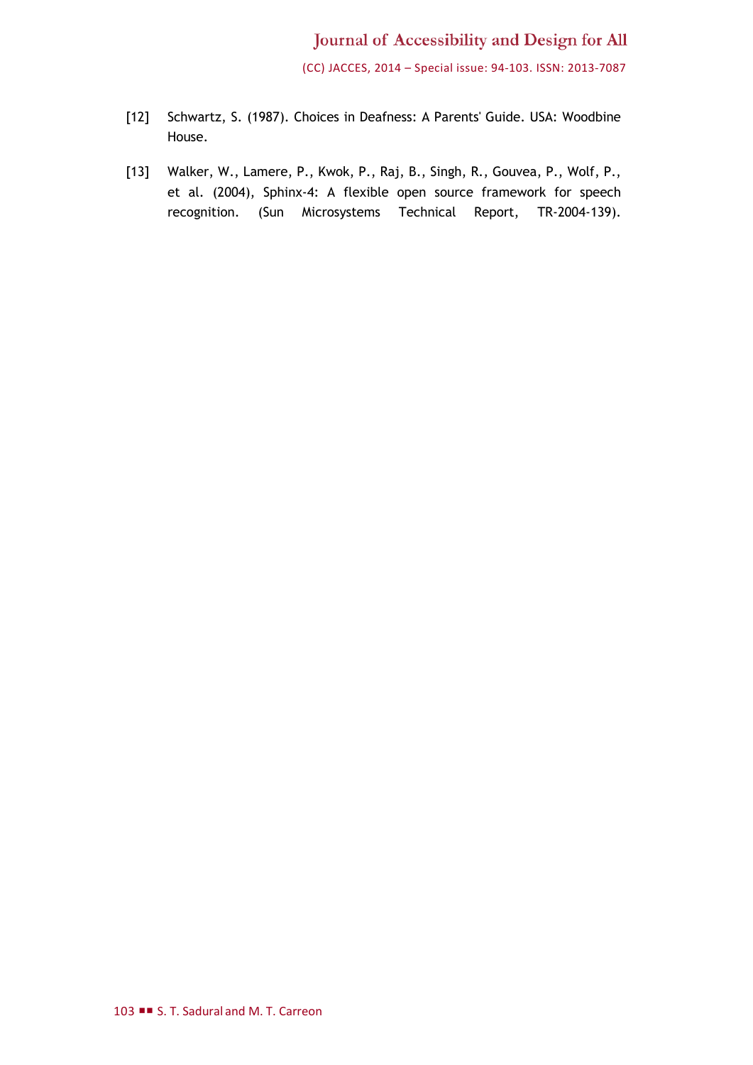[12] Schwartz, S. (1987). Choices in Deafness: A Parents' Guide. USA: Woodbine House.

[13] Walker, W., Lamere, P., Kwok, P., Raj, B., Singh, R., Gouvea, P., Wolf, P., et al. (2004), Sphinx-4: A flexible open source framework for speech recognition. (Sun Microsystems Technical Report, TR-2004-139).